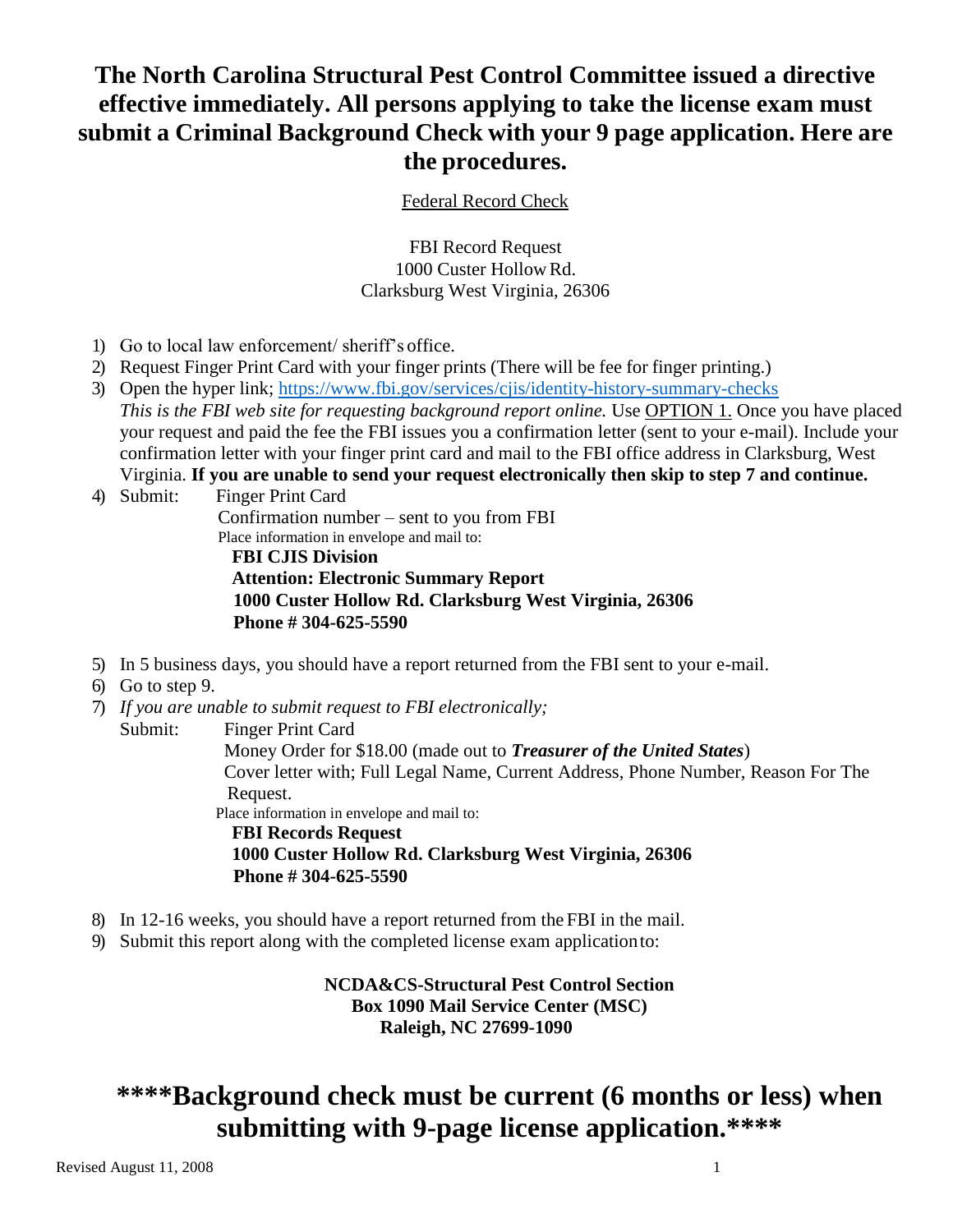# The North Carolina Structural Pest Control Committee issued a directive effective immediately. All persons applying to take the license exam must submit a Criminal Background Check with your 9 page application. Here are the procedures.

<u>Federal Record Check</u>

FBI Record Request
1000 Custer Hollow Rd.
Clarksburg West Virginia, 26306

1) Go to local law enforcement/ sheriff's office.
2) Request Finger Print Card with your finger prints (There will be fee for finger printing.)
3) Open the hyper link; https://www.fbi.gov/services/cjis/identity-history-summary-checks
   *This is the FBI web site for requesting background report online.* Use <u>OPTION 1.</u> Once you have placed your request and paid the fee the FBI issues you a confirmation letter (sent to your e-mail). Include your confirmation letter with your finger print card and mail to the FBI office address in Clarksburg, West Virginia. **If you are unable to send your request electronically then skip to step 7 and continue.**
4) Submit: Finger Print Card
   Confirmation number – sent to you from FBI
   Place information in envelope and mail to:
   **FBI CJIS Division**
   **Attention: Electronic Summary Report**
   **1000 Custer Hollow Rd. Clarksburg West Virginia, 26306**
   **Phone # 304-625-5590**
5) In 5 business days, you should have a report returned from the FBI sent to your e-mail.
6) Go to step 9.
7) *If you are unable to submit request to FBI electronically;*
   Submit: Finger Print Card
   Money Order for $18.00 (made out to ***Treasurer of the United States***)
   Cover letter with; Full Legal Name, Current Address, Phone Number, Reason For The Request.
   Place information in envelope and mail to:
   **FBI Records Request**
   **1000 Custer Hollow Rd. Clarksburg West Virginia, 26306**
   **Phone # 304-625-5590**
8) In 12-16 weeks, you should have a report returned from the FBI in the mail.
9) Submit this report along with the completed license exam application to:

**NCDA&CS-Structural Pest Control Section**
**Box 1090 Mail Service Center (MSC)**
**Raleigh, NC 27699-1090**

## ****Background check must be current (6 months or less) when submitting with 9-page license application.****

Revised August 11, 2008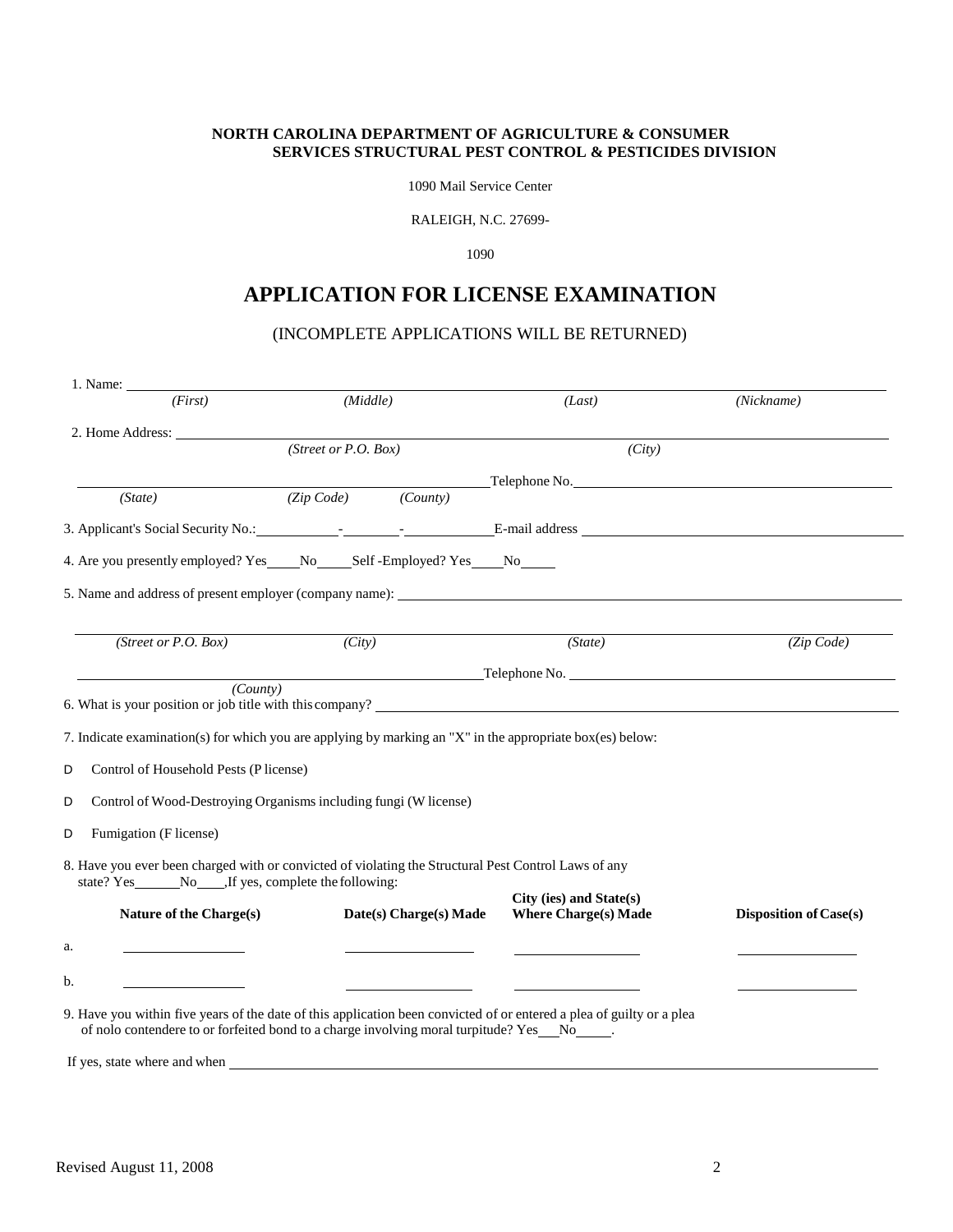**NORTH CAROLINA DEPARTMENT OF AGRICULTURE & CONSUMER SERVICES STRUCTURAL PEST CONTROL & PESTICIDES DIVISION**

1090 Mail Service Center

RALEIGH, N.C. 27699-

1090

# APPLICATION FOR LICENSE EXAMINATION

(INCOMPLETE APPLICATIONS WILL BE RETURNED)

1. Name: ______________________________________________________________________

   *(First)* *(Middle)* *(Last)* *(Nickname)*

2. Home Address: ______________________________________________________________

   *(Street or P.O. Box)* *(City)*

   ______________________________________ Telephone No. ______________________

   *(State)* *(Zip Code)* *(County)*

3. Applicant's Social Security No.: ________-______-________ E-mail address ______________________

4. Are you presently employed? Yes____No____Self -Employed? Yes____No____

5. Name and address of present employer (company name): ______________________________________

   ______________________________________________________________________

   *(Street or P.O. Box)* *(City)* *(State)* *(Zip Code)*

   ______________________________________ Telephone No. ______________________

   *(County)*

6. What is your position or job title with this company? ______________________________________

7. Indicate examination(s) for which you are applying by marking an "X" in the appropriate box(es) below:

- ☐ Control of Household Pests (P license)
- ☐ Control of Wood-Destroying Organisms including fungi (W license)
- ☐ Fumigation (F license)

8. Have you ever been charged with or convicted of violating the Structural Pest Control Laws of any state? Yes______No____,If yes, complete the following:

| | Nature of the Charge(s) | Date(s) Charge(s) Made | City (ies) and State(s) Where Charge(s) Made | Disposition of Case(s) |
|---|---|---|---|---|
| a. | | | | |
| b. | | | | |

9. Have you within five years of the date of this application been convicted of or entered a plea of guilty or a plea of nolo contendere to or forfeited bond to a charge involving moral turpitude? Yes___No_____.

If yes, state where and when ______________________________________________________________

Revised August 11, 2008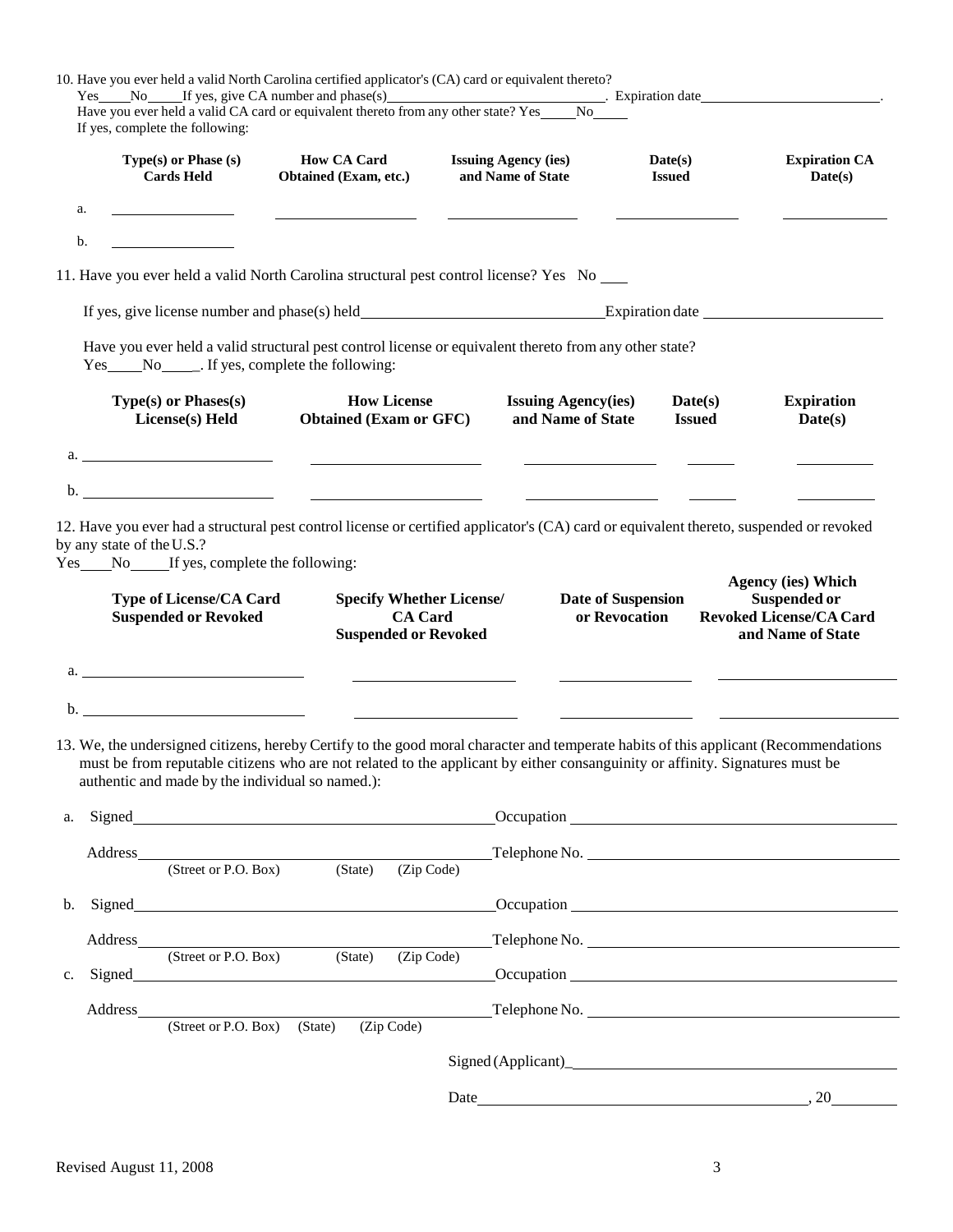10. Have you ever held a valid North Carolina certified applicator's (CA) card or equivalent thereto?
Yes\_\_\_\_No\_\_\_\_If yes, give CA number and phase(s)\_\_\_\_\_\_\_\_\_\_\_\_\_\_\_\_\_\_\_\_\_\_\_\_\_\_\_\_\_\_. Expiration date\_\_\_\_\_\_\_\_\_\_\_\_\_\_\_\_\_\_\_\_\_\_\_\_.
Have you ever held a valid CA card or equivalent thereto from any other state? Yes\_\_\_\_\_No\_\_\_\_\_
If yes, complete the following:

| | Type(s) or Phase (s) Cards Held | How CA Card Obtained (Exam, etc.) | Issuing Agency (ies) and Name of State | Date(s) Issued | Expiration CA Date(s) |
|---|---|---|---|---|---|
| a. | | | | | |
| b. | | | | | |

11. Have you ever held a valid North Carolina structural pest control license? Yes No \_\_\_

If yes, give license number and phase(s) held\_\_\_\_\_\_\_\_\_\_\_\_\_\_\_\_\_\_\_\_\_\_\_\_\_\_\_\_\_\_Expiration date \_\_\_\_\_\_\_\_\_\_\_\_\_\_\_\_\_\_\_\_\_\_\_\_

Have you ever held a valid structural pest control license or equivalent thereto from any other state?
Yes\_\_\_\_No\_\_\_\_. If yes, complete the following:

| | Type(s) or Phases(s) License(s) Held | How License Obtained (Exam or GFC) | Issuing Agency(ies) and Name of State | Date(s) Issued | Expiration Date(s) |
|---|---|---|---|---|---|
| a. | | | | | |
| b. | | | | | |

12. Have you ever had a structural pest control license or certified applicator's (CA) card or equivalent thereto, suspended or revoked by any state of the U.S.?
Yes\_\_\_\_No\_\_\_\_\_If yes, complete the following:

| | Type of License/CA Card Suspended or Revoked | Specify Whether License/ CA Card Suspended or Revoked | Date of Suspension or Revocation | Agency (ies) Which Suspended or Revoked License/CA Card and Name of State |
|---|---|---|---|---|
| a. | | | | |
| b. | | | | |

13. We, the undersigned citizens, hereby Certify to the good moral character and temperate habits of this applicant (Recommendations must be from reputable citizens who are not related to the applicant by either consanguinity or affinity. Signatures must be authentic and made by the individual so named.):

a. Signed\_\_\_\_\_\_\_\_\_\_\_\_\_\_\_\_\_\_\_\_\_\_\_\_\_\_\_\_\_\_\_\_\_\_\_\_\_\_\_\_\_\_Occupation \_\_\_\_\_\_\_\_\_\_\_\_\_\_\_\_\_\_\_\_\_\_\_\_\_\_\_\_\_\_\_\_\_\_\_\_\_\_

Address\_\_\_\_\_\_\_\_\_\_\_\_\_\_\_\_\_\_\_\_\_\_\_\_\_\_\_\_\_\_\_\_\_\_\_\_\_\_\_\_\_Telephone No. \_\_\_\_\_\_\_\_\_\_\_\_\_\_\_\_\_\_\_\_\_\_\_\_\_\_\_\_\_\_\_\_\_\_\_\_
(Street or P.O. Box) (State) (Zip Code)

b. Signed\_\_\_\_\_\_\_\_\_\_\_\_\_\_\_\_\_\_\_\_\_\_\_\_\_\_\_\_\_\_\_\_\_\_\_\_\_\_\_\_\_\_Occupation \_\_\_\_\_\_\_\_\_\_\_\_\_\_\_\_\_\_\_\_\_\_\_\_\_\_\_\_\_\_\_\_\_\_\_\_\_\_

Address\_\_\_\_\_\_\_\_\_\_\_\_\_\_\_\_\_\_\_\_\_\_\_\_\_\_\_\_\_\_\_\_\_\_\_\_\_\_\_\_\_Telephone No. \_\_\_\_\_\_\_\_\_\_\_\_\_\_\_\_\_\_\_\_\_\_\_\_\_\_\_\_\_\_\_\_\_\_\_\_
(Street or P.O. Box) (State) (Zip Code)

c. Signed\_\_\_\_\_\_\_\_\_\_\_\_\_\_\_\_\_\_\_\_\_\_\_\_\_\_\_\_\_\_\_\_\_\_\_\_\_\_\_\_\_\_Occupation \_\_\_\_\_\_\_\_\_\_\_\_\_\_\_\_\_\_\_\_\_\_\_\_\_\_\_\_\_\_\_\_\_\_\_\_\_\_

Address\_\_\_\_\_\_\_\_\_\_\_\_\_\_\_\_\_\_\_\_\_\_\_\_\_\_\_\_\_\_\_\_\_\_\_\_\_\_\_\_\_Telephone No. \_\_\_\_\_\_\_\_\_\_\_\_\_\_\_\_\_\_\_\_\_\_\_\_\_\_\_\_\_\_\_\_\_\_\_\_
(Street or P.O. Box) (State) (Zip Code)

Signed (Applicant)\_\_\_\_\_\_\_\_\_\_\_\_\_\_\_\_\_\_\_\_\_\_\_\_\_\_\_\_\_\_\_\_\_\_\_\_\_\_\_\_

Date\_\_\_\_\_\_\_\_\_\_\_\_\_\_\_\_\_\_\_\_\_\_\_\_\_\_\_\_\_\_\_\_\_\_\_\_\_\_\_\_, 20\_\_\_\_\_\_\_\_

Revised August 11, 2008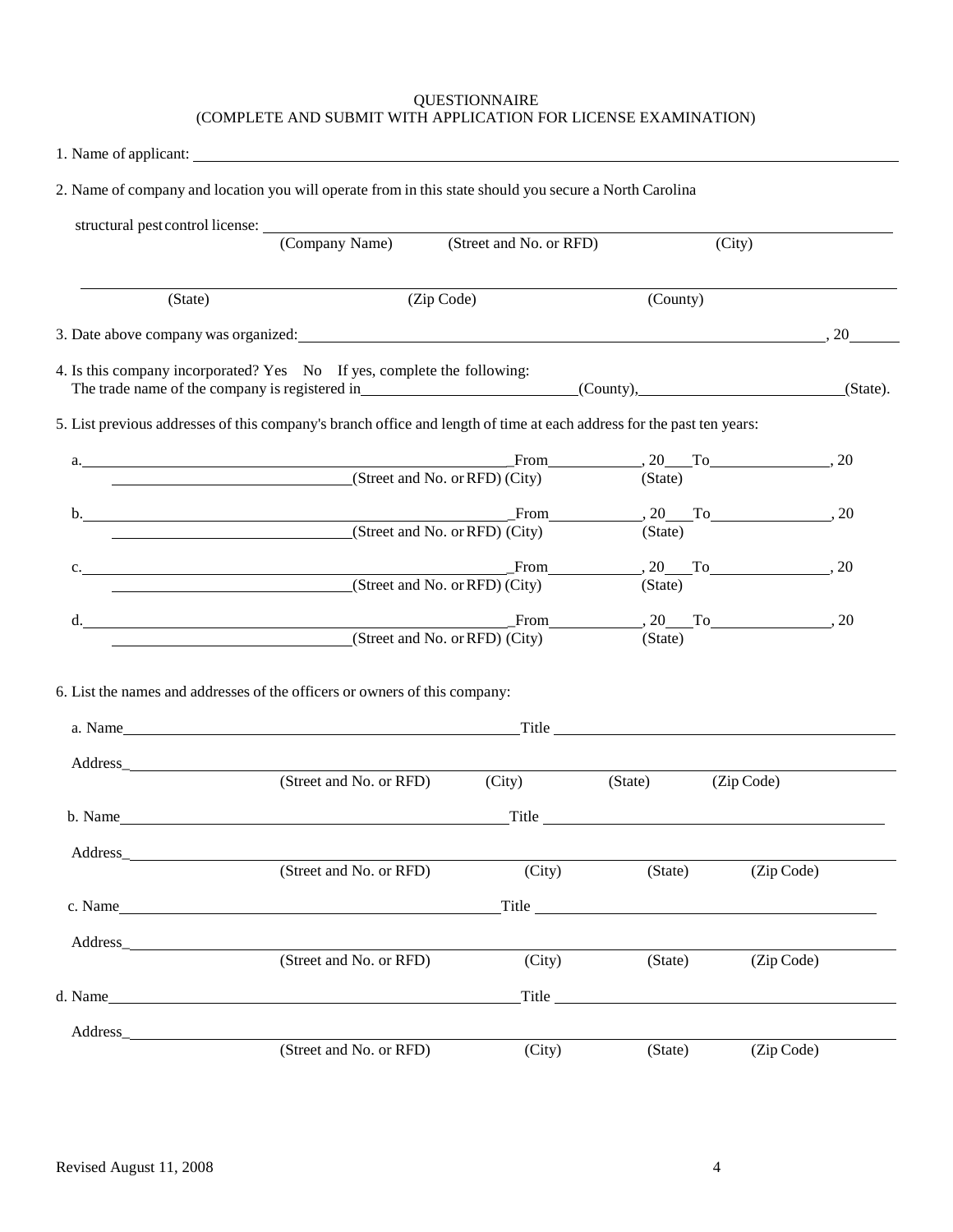QUESTIONNAIRE
(COMPLETE AND SUBMIT WITH APPLICATION FOR LICENSE EXAMINATION)

1. Name of applicant: ______________________________________________

2. Name of company and location you will operate from in this state should you secure a North Carolina structural pest control license: ______________________________________________

(Company Name) (Street and No. or RFD) (City)

______________________________________________

(State) (Zip Code) (County)

3. Date above company was organized: ______________________________, 20____

4. Is this company incorporated? Yes No If yes, complete the following:
The trade name of the company is registered in ____________________(County), ____________________(State).

5. List previous addresses of this company's branch office and length of time at each address for the past ten years:

a. ______________________________ From __________, 20___ To __________, 20
______________________(Street and No. or RFD) (City) (State)

b. ______________________________ From __________, 20___ To __________, 20
______________________(Street and No. or RFD) (City) (State)

c. ______________________________ From __________, 20___ To __________, 20
______________________(Street and No. or RFD) (City) (State)

d. ______________________________ From __________, 20___ To __________, 20
______________________(Street and No. or RFD) (City) (State)

6. List the names and addresses of the officers or owners of this company:

a. Name ______________________________ Title ______________________________

Address ______________________________________________
(Street and No. or RFD) (City) (State) (Zip Code)

b. Name ______________________________ Title ______________________________

Address ______________________________________________
(Street and No. or RFD) (City) (State) (Zip Code)

c. Name ______________________________ Title ______________________________

Address ______________________________________________
(Street and No. or RFD) (City) (State) (Zip Code)

d. Name ______________________________ Title ______________________________

Address ______________________________________________
(Street and No. or RFD) (City) (State) (Zip Code)

Revised August 11, 2008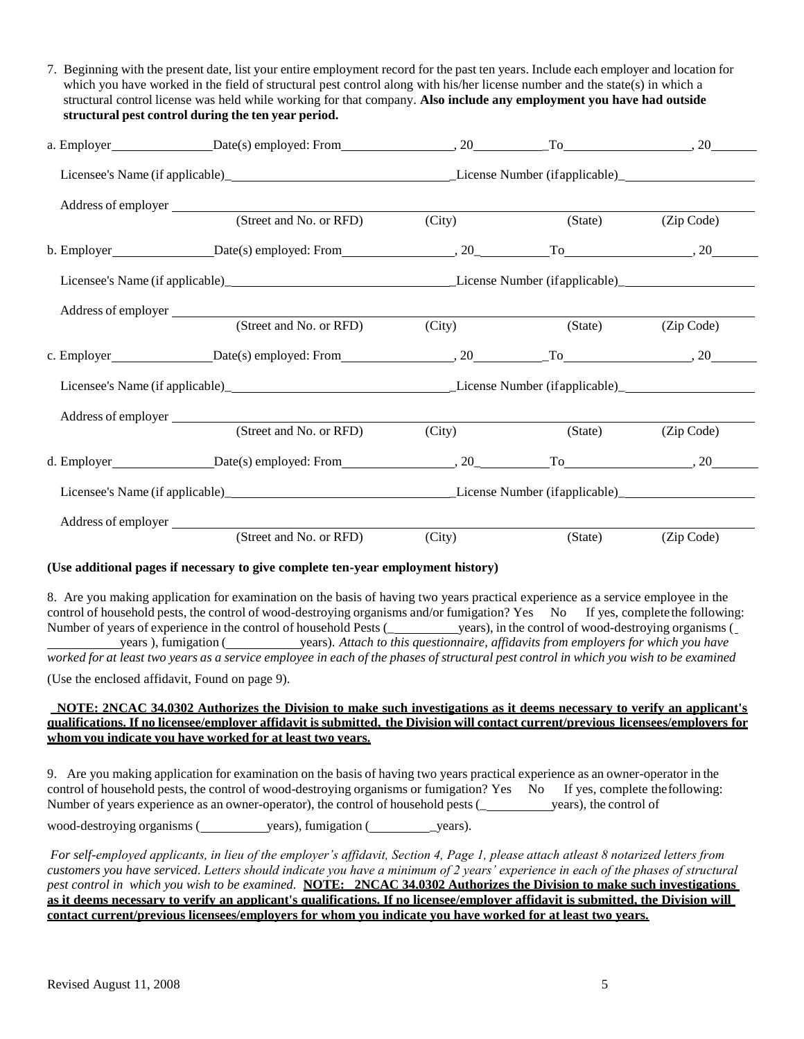7. Beginning with the present date, list your entire employment record for the past ten years. Include each employer and location for which you have worked in the field of structural pest control along with his/her license number and the state(s) in which a structural control license was held while working for that company. **Also include any employment you have had outside structural pest control during the ten year period.**

a. Employer_______________Date(s) employed: From_________________, 20__________To____________________, 20_______

Licensee's Name (if applicable)_________________________________License Number (if applicable)____________________

Address of employer ___________________________________________________________________________
(Street and No. or RFD) (City) (State) (Zip Code)

b. Employer_______________Date(s) employed: From_________________, 20__________To____________________, 20_______

Licensee's Name (if applicable)_________________________________License Number (if applicable)____________________

Address of employer ___________________________________________________________________________
(Street and No. or RFD) (City) (State) (Zip Code)

c. Employer_______________Date(s) employed: From_________________, 20__________To____________________, 20_______

Licensee's Name (if applicable)_________________________________License Number (if applicable)____________________

Address of employer ___________________________________________________________________________
(Street and No. or RFD) (City) (State) (Zip Code)

d. Employer_______________Date(s) employed: From_________________, 20__________To____________________, 20_______

Licensee's Name (if applicable)_________________________________License Number (if applicable)____________________

Address of employer ___________________________________________________________________________
(Street and No. or RFD) (City) (State) (Zip Code)

**(Use additional pages if necessary to give complete ten-year employment history)**

8. Are you making application for examination on the basis of having two years practical experience as a service employee in the control of household pests, the control of wood-destroying organisms and/or fumigation? Yes No If yes, complete the following: Number of years of experience in the control of household Pests (__________years), in the control of wood-destroying organisms (__________years ), fumigation (___________years). *Attach to this questionnaire, affidavits from employers for which you have worked for at least two years as a service employee in each of the phases of structural pest control in which you wish to be examined*

(Use the enclosed affidavit, Found on page 9).

**NOTE: 2NCAC 34.0302 Authorizes the Division to make such investigations as it deems necessary to verify an applicant's qualifications. If no licensee/employer affidavit is submitted, the Division will contact current/previous licensees/employers for whom you indicate you have worked for at least two years.**

9. Are you making application for examination on the basis of having two years practical experience as an owner-operator in the control of household pests, the control of wood-destroying organisms or fumigation? Yes No If yes, complete the following: Number of years experience as an owner-operator), the control of household pests (__________years), the control of

wood-destroying organisms (__________years), fumigation (_________years).

*For self-employed applicants, in lieu of the employer's affidavit, Section 4, Page 1, please attach atleast 8 notarized letters from customers you have serviced. Letters should indicate you have a minimum of 2 years' experience in each of the phases of structural pest control in which you wish to be examined.* **NOTE: 2NCAC 34.0302 Authorizes the Division to make such investigations as it deems necessary to verify an applicant's qualifications. If no licensee/employer affidavit is submitted, the Division will contact current/previous licensees/employers for whom you indicate you have worked for at least two years.**

Revised August 11, 2008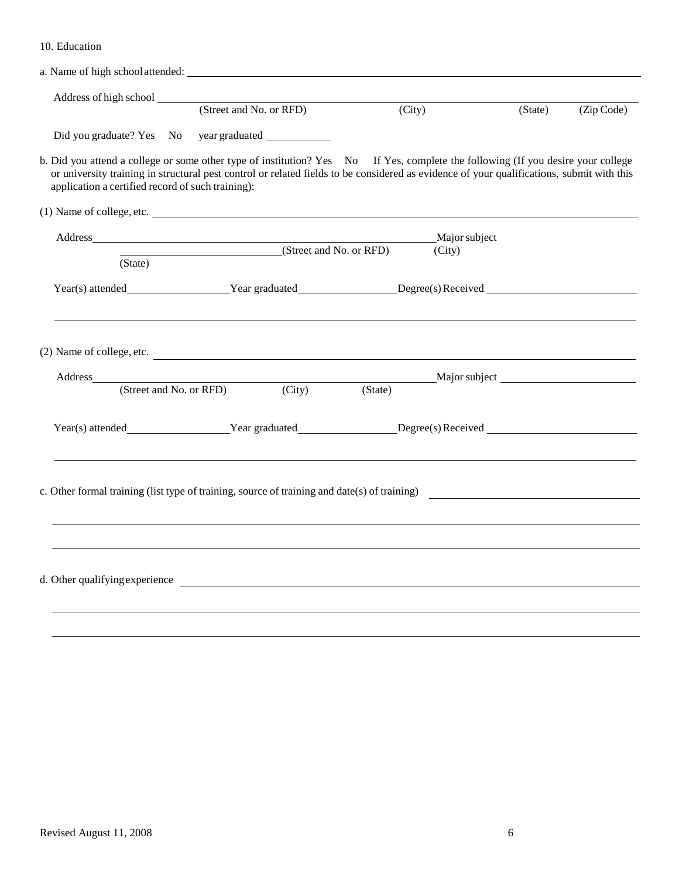10. Education

a. Name of high school attended: ____________________________________________

Address of high school ____________________________________________
(Street and No. or RFD) (City) (State) (Zip Code)

Did you graduate? Yes No year graduated __________

b. Did you attend a college or some other type of institution? Yes No If Yes, complete the following (If you desire your college or university training in structural pest control or related fields to be considered as evidence of your qualifications, submit with this application a certified record of such training):

(1) Name of college, etc. ____________________________________________

Address ____________________________________________ Major subject
(Street and No. or RFD) (City)
(State)

Year(s) attended __________ Year graduated __________ Degree(s) Received __________

____________________________________________

(2) Name of college, etc. ____________________________________________

Address ____________________________________________ Major subject __________
(Street and No. or RFD) (City) (State)

Year(s) attended __________ Year graduated __________ Degree(s) Received __________

____________________________________________

c. Other formal training (list type of training, source of training and date(s) of training) __________

____________________________________________

____________________________________________

d. Other qualifying experience ____________________________________________

____________________________________________

____________________________________________

Revised August 11, 2008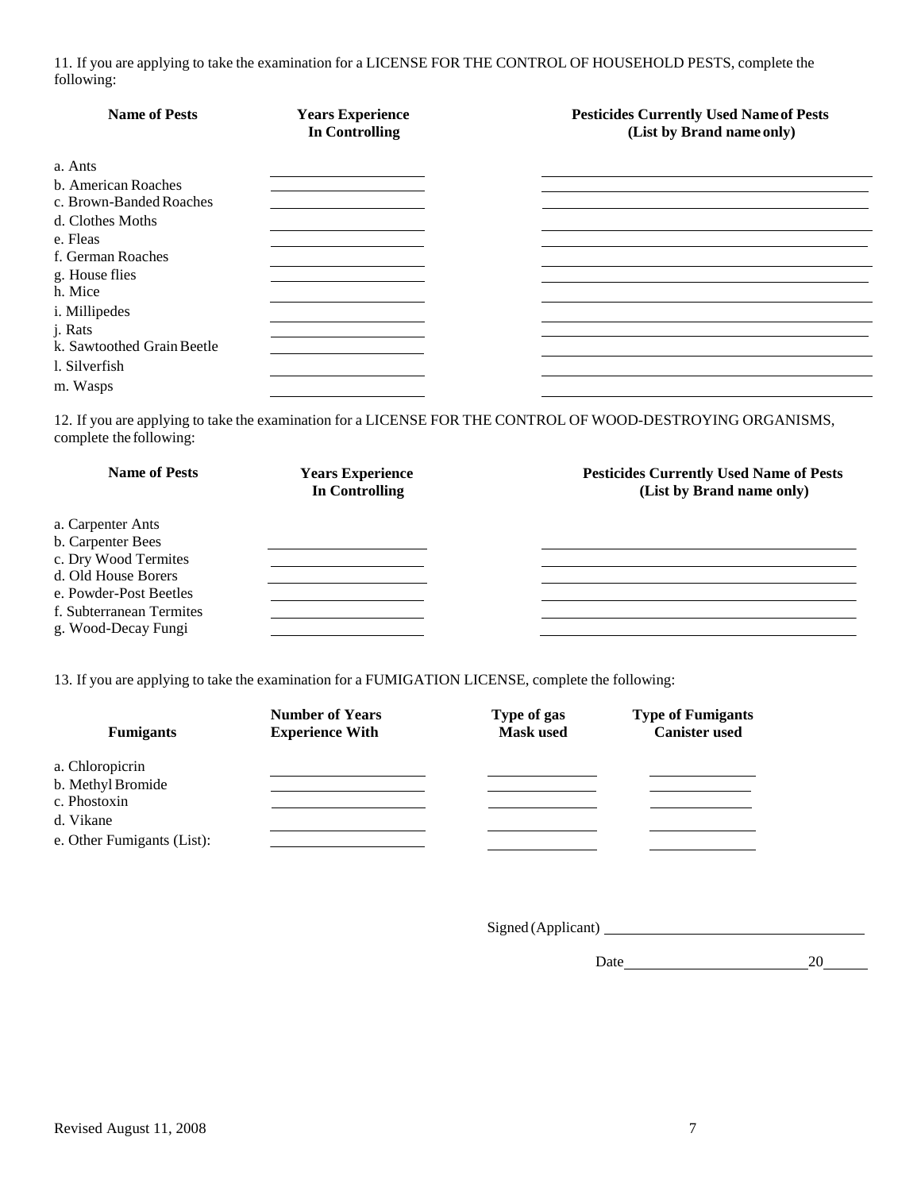11. If you are applying to take the examination for a LICENSE FOR THE CONTROL OF HOUSEHOLD PESTS, complete the following:

| Name of Pests | Years Experience In Controlling | Pesticides Currently Used Name of Pests (List by Brand name only) |
|---|---|---|
| a. Ants | | |
| b. American Roaches | | |
| c. Brown-Banded Roaches | | |
| d. Clothes Moths | | |
| e. Fleas | | |
| f. German Roaches | | |
| g. House flies | | |
| h. Mice | | |
| i. Millipedes | | |
| j. Rats | | |
| k. Sawtoothed Grain Beetle | | |
| l. Silverfish | | |
| m. Wasps | | |

12. If you are applying to take the examination for a LICENSE FOR THE CONTROL OF WOOD-DESTROYING ORGANISMS, complete the following:

| Name of Pests | Years Experience In Controlling | Pesticides Currently Used Name of Pests (List by Brand name only) |
|---|---|---|
| a. Carpenter Ants | | |
| b. Carpenter Bees | | |
| c. Dry Wood Termites | | |
| d. Old House Borers | | |
| e. Powder-Post Beetles | | |
| f. Subterranean Termites | | |
| g. Wood-Decay Fungi | | |

13. If you are applying to take the examination for a FUMIGATION LICENSE, complete the following:

| Fumigants | Number of Years Experience With | Type of gas Mask used | Type of Fumigants Canister used |
|---|---|---|---|
| a. Chloropicrin | | | |
| b. Methyl Bromide | | | |
| c. Phostoxin | | | |
| d. Vikane | | | |
| e. Other Fumigants (List): | | | |

Signed (Applicant) ______________________

Date ______________________ 20______

Revised August 11, 2008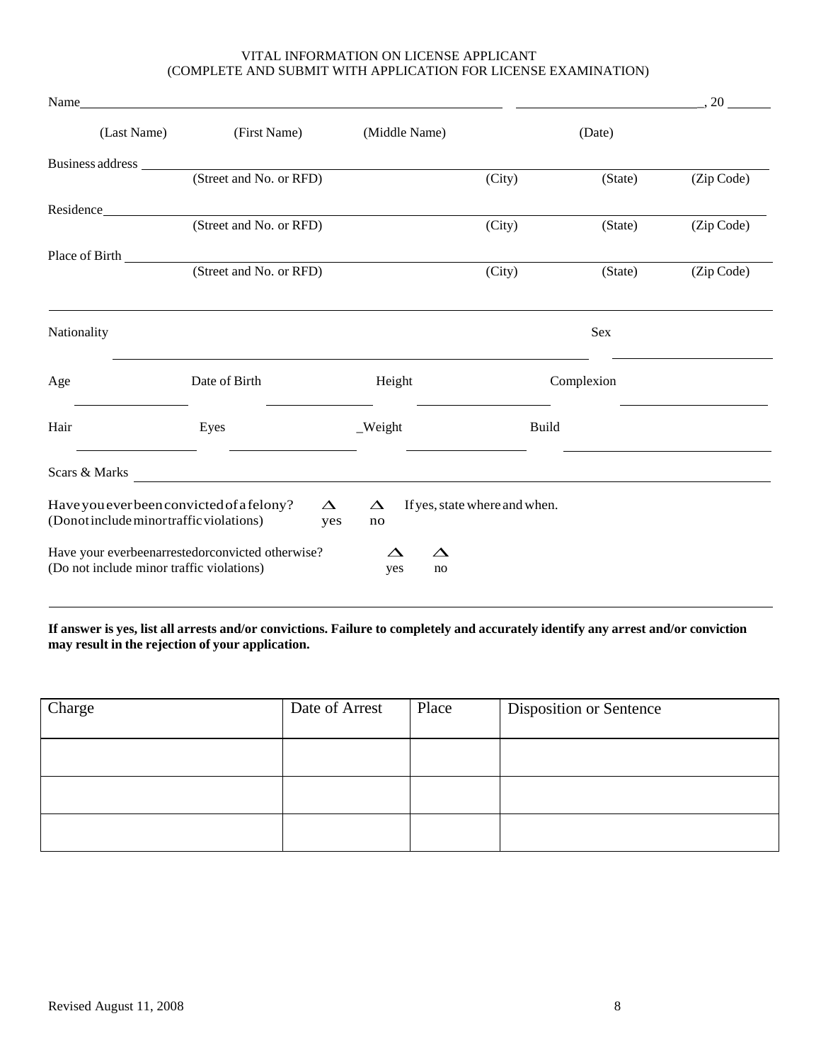VITAL INFORMATION ON LICENSE APPLICANT
(COMPLETE AND SUBMIT WITH APPLICATION FOR LICENSE EXAMINATION)

Name______________________________________________ ____________________, 20 ______

(Last Name) (First Name) (Middle Name) (Date)

Business address ____________________________________________________________
(Street and No. or RFD) (City) (State) (Zip Code)

Residence___________________________________________________________________
(Street and No. or RFD) (City) (State) (Zip Code)

Place of Birth _______________________________________________________________
(Street and No. or RFD) (City) (State) (Zip Code)

Nationality ____________________________________ Sex ______________

Age ____________ Date of Birth ____________ Height ____________ Complexion ____________

Hair ____________ Eyes ____________ _Weight ____________ Build ____________

Scars & Marks _______________________________________________________________

Have you ever been convicted of a felony? △ yes △ no If yes, state where and when.
(Do not include minor traffic violations)

Have your ever been arrested or convicted otherwise? △ yes △ no
(Do not include minor traffic violations)

**If answer is yes, list all arrests and/or convictions. Failure to completely and accurately identify any arrest and/or conviction may result in the rejection of your application.**

| Charge | Date of Arrest | Place | Disposition or Sentence |
|---|---|---|---|
| | | | |
| | | | |
| | | | |

Revised August 11, 2008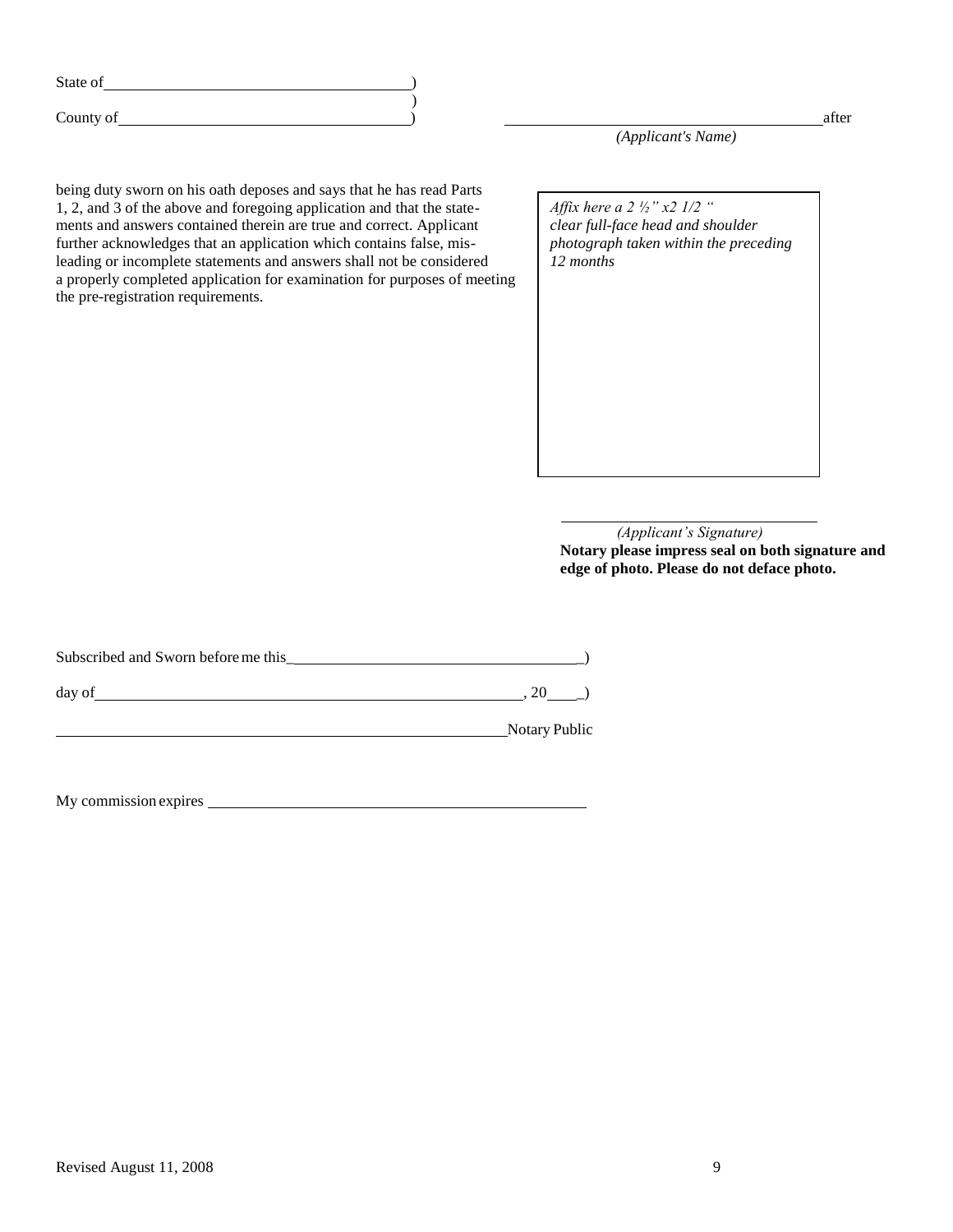State of \_\_\_\_\_\_\_\_\_\_\_\_\_\_\_\_\_\_\_\_\_\_\_\_\_\_\_\_\_\_\_\_\_\_\_\_)
)
County of \_\_\_\_\_\_\_\_\_\_\_\_\_\_\_\_\_\_\_\_\_\_\_\_\_\_\_\_\_\_\_\_\_\_\_\_)

\_\_\_\_\_\_\_\_\_\_\_\_\_\_\_\_\_\_\_\_\_\_\_\_\_\_\_\_\_\_\_\_\_\_\_\_\_\_ after
*(Applicant's Name)*

being duty sworn on his oath deposes and says that he has read Parts 1, 2, and 3 of the above and foregoing application and that the statements and answers contained therein are true and correct. Applicant further acknowledges that an application which contains false, misleading or incomplete statements and answers shall not be considered a properly completed application for examination for purposes of meeting the pre-registration requirements.

*Affix here a 2 ½" x2 1/2 " clear full-face head and shoulder photograph taken within the preceding 12 months*

\_\_\_\_\_\_\_\_\_\_\_\_\_\_\_\_\_\_\_\_\_\_\_\_\_\_\_\_\_\_
*(Applicant's Signature)*

**Notary please impress seal on both signature and edge of photo. Please do not deface photo.**

Subscribed and Sworn before me this\_\_\_\_\_\_\_\_\_\_\_\_\_\_\_\_\_\_\_\_\_\_\_\_\_\_\_\_\_\_\_\_\_\_\_\_)

day of \_\_\_\_\_\_\_\_\_\_\_\_\_\_\_\_\_\_\_\_\_\_\_\_\_\_\_\_\_\_\_\_\_\_\_\_\_\_\_\_\_\_\_\_\_\_\_\_\_\_, 20\_\_\_\_)

\_\_\_\_\_\_\_\_\_\_\_\_\_\_\_\_\_\_\_\_\_\_\_\_\_\_\_\_\_\_\_\_\_\_\_\_\_\_\_\_\_\_\_\_\_\_\_\_\_\_\_\_\_\_ Notary Public

My commission expires \_\_\_\_\_\_\_\_\_\_\_\_\_\_\_\_\_\_\_\_\_\_\_\_\_\_\_\_\_\_\_\_\_\_\_\_\_\_\_\_\_\_\_\_\_\_

Revised August 11, 2008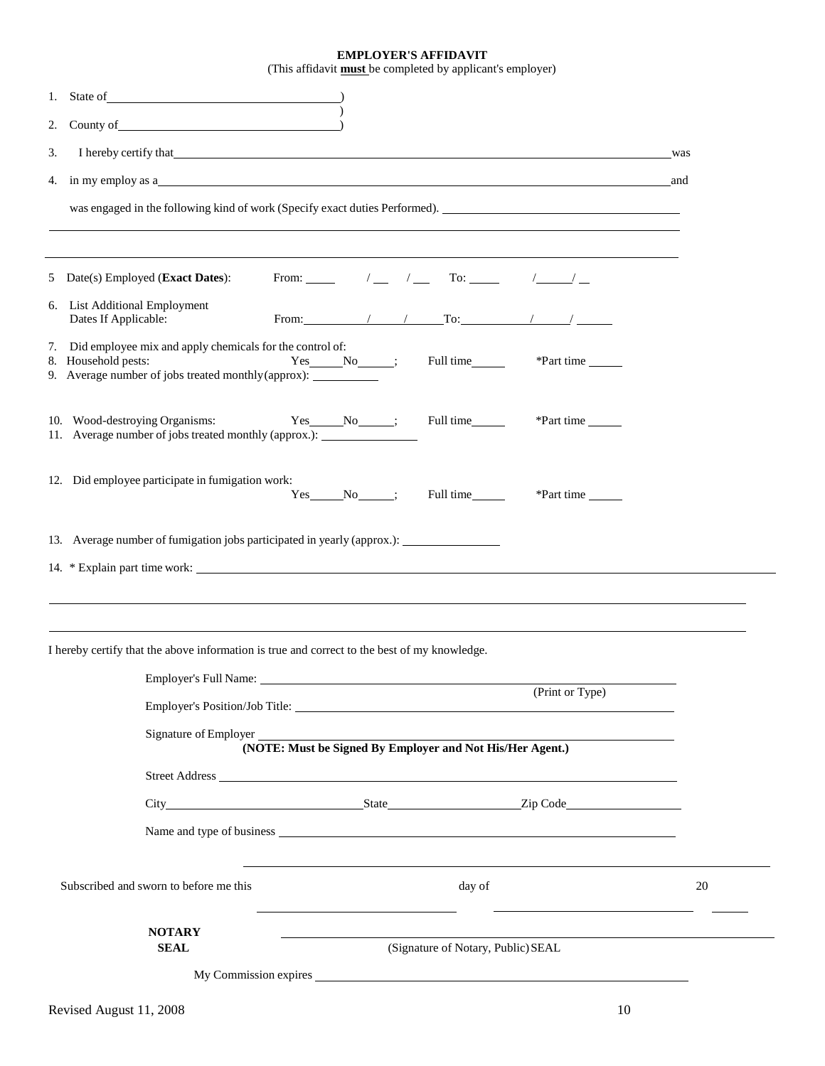# EMPLOYER'S AFFIDAVIT

(This affidavit **must** be completed by applicant's employer)

1. State of ______________________ )
                                    )
2. County of _____________________ )

3. I hereby certify that ____________________________________________ was

4. in my employ as a ______________________________________________ and

   was engaged in the following kind of work (Specify exact duties Performed). ______________________

   ______________________________________________________________________

   ______________________________________________________________________

5. Date(s) Employed (**Exact Dates**): From: _____ / ___ / ___ To: _____ / _____ / ___

6. List Additional Employment Dates If Applicable: From: _______ / _____ / _____ To: _______ / _____ / _____

7. Did employee mix and apply chemicals for the control of:
8. Household pests: Yes_____ No_____; Full time_____ *Part time _____
9. Average number of jobs treated monthly (approx): __________

10. Wood-destroying Organisms: Yes_____ No_____; Full time_____ *Part time _____
11. Average number of jobs treated monthly (approx.): _______________

12. Did employee participate in fumigation work:
    Yes_____ No_____; Full time_____ *Part time _____

13. Average number of fumigation jobs participated in yearly (approx.): _______________

14. * Explain part time work: ______________________________________________

    ______________________________________________________________________

    ______________________________________________________________________

I hereby certify that the above information is true and correct to the best of my knowledge.

Employer's Full Name: ______________________________________________
(Print or Type)

Employer's Position/Job Title: ______________________________________

Signature of Employer ______________________________________________
**(NOTE: Must be Signed By Employer and Not His/Her Agent.)**

Street Address ____________________________________________________

City ______________________ State ________________ Zip Code ______________

Name and type of business __________________________________________

______________________________________________________________________

Subscribed and sworn to before me this ______________ day of ______________ 20 _____

**NOTARY SEAL**

______________________________________________
(Signature of Notary, Public) SEAL

My Commission expires ______________________________________________

Revised August 11, 2008